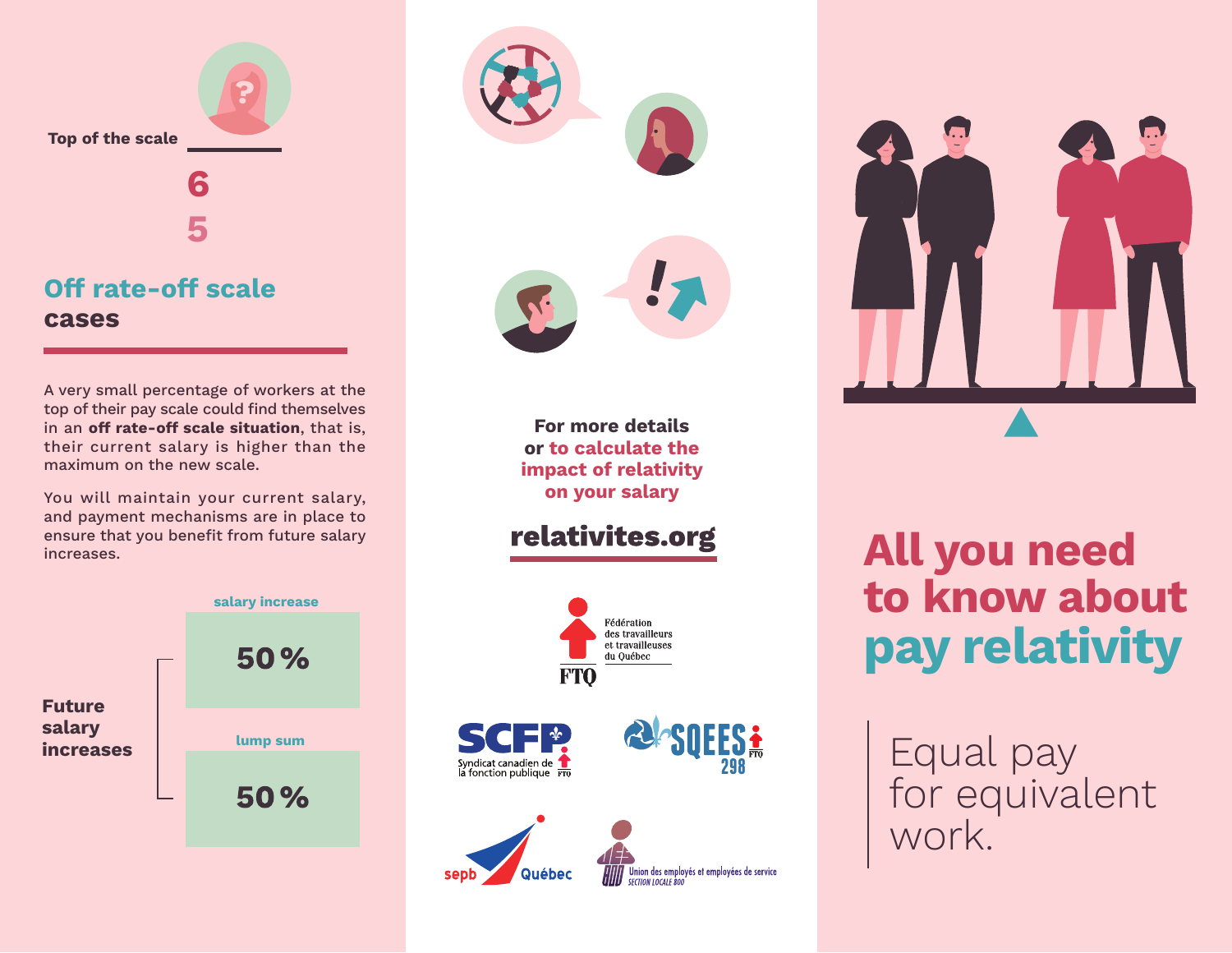Top of the scale

6

5

## Off rate-off scale cases

A very small percentage of workers at the top of their pay scale could find themselves in an **off rate-off scale situation**, that is, their current salary is higher than the maximum on the new scale.

You will maintain your current salary, and payment mechanisms are in place to ensure that you benefit from future salary increases.

**Future salary increases**

| salary increase | lump sum |
| --- | --- |
| 50 % | 50 % |

**For more details or to calculate the impact of relativity on your salary**

**relativites.org**

FTQ — Fédération des travailleurs et travailleuses du Québec

SCFP — Syndicat canadien de la fonction publique

SQEES 298

sepb Québec

Union des employés et employées de service — Section locale 800

# All you need to know about pay relativity

Equal pay for equivalent work.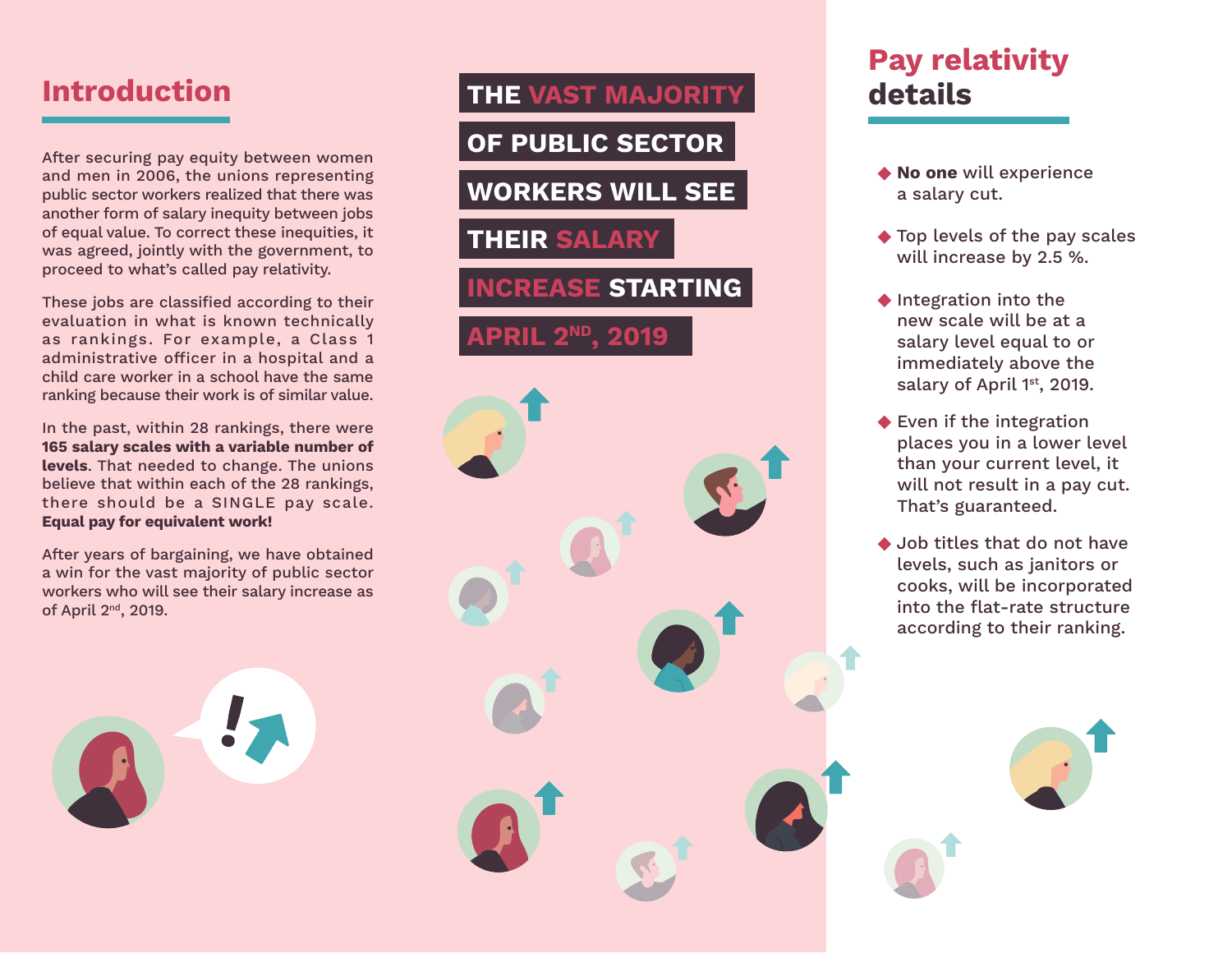## Introduction

After securing pay equity between women and men in 2006, the unions representing public sector workers realized that there was another form of salary inequity between jobs of equal value. To correct these inequities, it was agreed, jointly with the government, to proceed to what's called pay relativity.

These jobs are classified according to their evaluation in what is known technically as rankings. For example, a Class 1 administrative officer in a hospital and a child care worker in a school have the same ranking because their work is of similar value.

In the past, within 28 rankings, there were **165 salary scales with a variable number of levels**. That needed to change. The unions believe that within each of the 28 rankings, there should be a SINGLE pay scale. **Equal pay for equivalent work!**

After years of bargaining, we have obtained a win for the vast majority of public sector workers who will see their salary increase as of April 2nd, 2019.

**THE VAST MAJORITY OF PUBLIC SECTOR WORKERS WILL SEE THEIR SALARY INCREASE STARTING APRIL 2ND, 2019**

## Pay relativity details

- **No one** will experience a salary cut.
- Top levels of the pay scales will increase by 2.5 %.
- Integration into the new scale will be at a salary level equal to or immediately above the salary of April 1st, 2019.
- Even if the integration places you in a lower level than your current level, it will not result in a pay cut. That's guaranteed.
- Job titles that do not have levels, such as janitors or cooks, will be incorporated into the flat-rate structure according to their ranking.